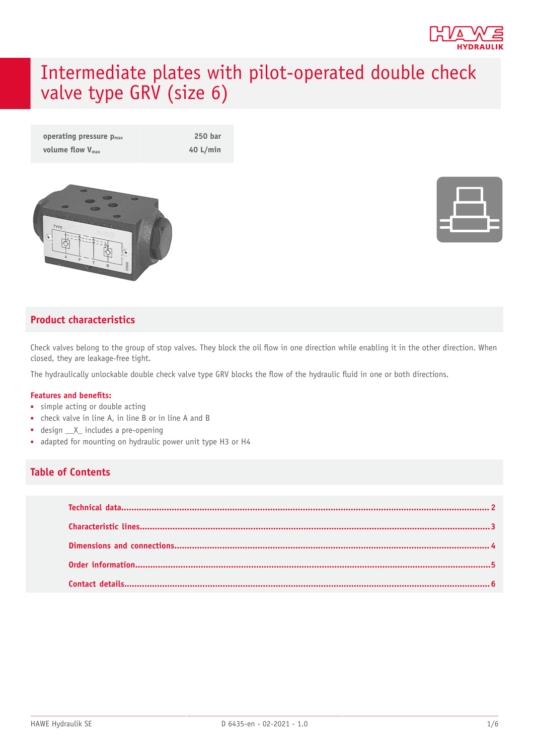# Intermediate plates with pilot-operated double check valve type GRV (size 6)

| | |
|---|---|
| operating pressure $p_{max}$ | 250 bar |
| volume flow $V_{max}$ | 40 L/min |

## Product characteristics

Check valves belong to the group of stop valves. They block the oil flow in one direction while enabling it in the other direction. When closed, they are leakage-free tight.

The hydraulically unlockable double check valve type GRV blocks the flow of the hydraulic fluid in one or both directions.

### Features and benefits:

- simple acting or double acting
- check valve in line A, in line B or in line A and B
- design __X_ includes a pre-opening
- adapted for mounting on hydraulic power unit type H3 or H4

## Table of Contents

Technical data.......................................... 2
Characteristic lines.................................... 3
Dimensions and connections.............................. 4
Order information....................................... 5
Contact details......................................... 6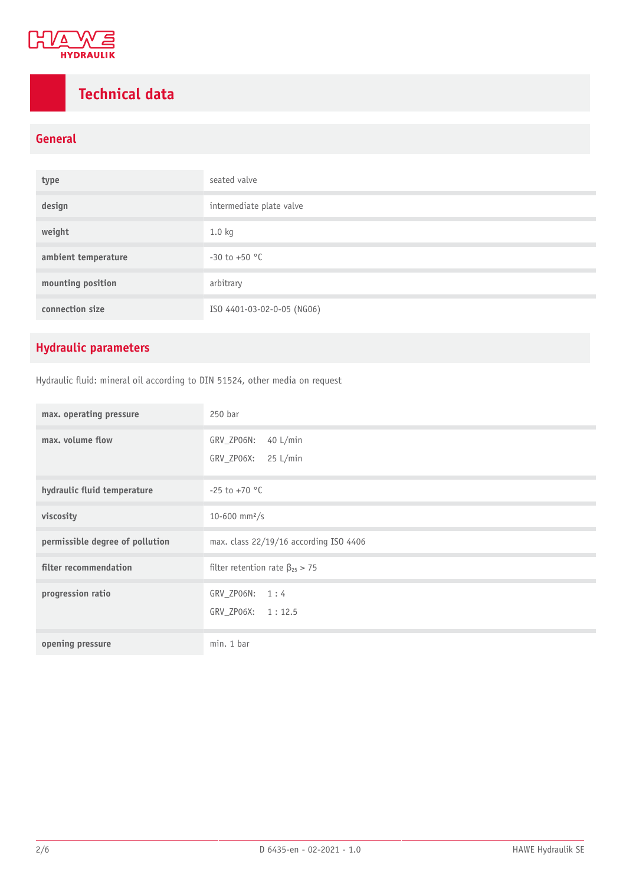# Technical data

## General

| | |
|---|---|
| type | seated valve |
| design | intermediate plate valve |
| weight | 1.0 kg |
| ambient temperature | -30 to +50 °C |
| mounting position | arbitrary |
| connection size | ISO 4401-03-02-0-05 (NG06) |

## Hydraulic parameters

Hydraulic fluid: mineral oil according to DIN 51524, other media on request

| | |
|---|---|
| max. operating pressure | 250 bar |
| max. volume flow | GRV_ZP06N: 40 L/min<br>GRV_ZP06X: 25 L/min |
| hydraulic fluid temperature | -25 to +70 °C |
| viscosity | 10-600 mm²/s |
| permissible degree of pollution | max. class 22/19/16 according ISO 4406 |
| filter recommendation | filter retention rate $\beta_{25} > 75$ |
| progression ratio | GRV_ZP06N: 1 : 4<br>GRV_ZP06X: 1 : 12.5 |
| opening pressure | min. 1 bar |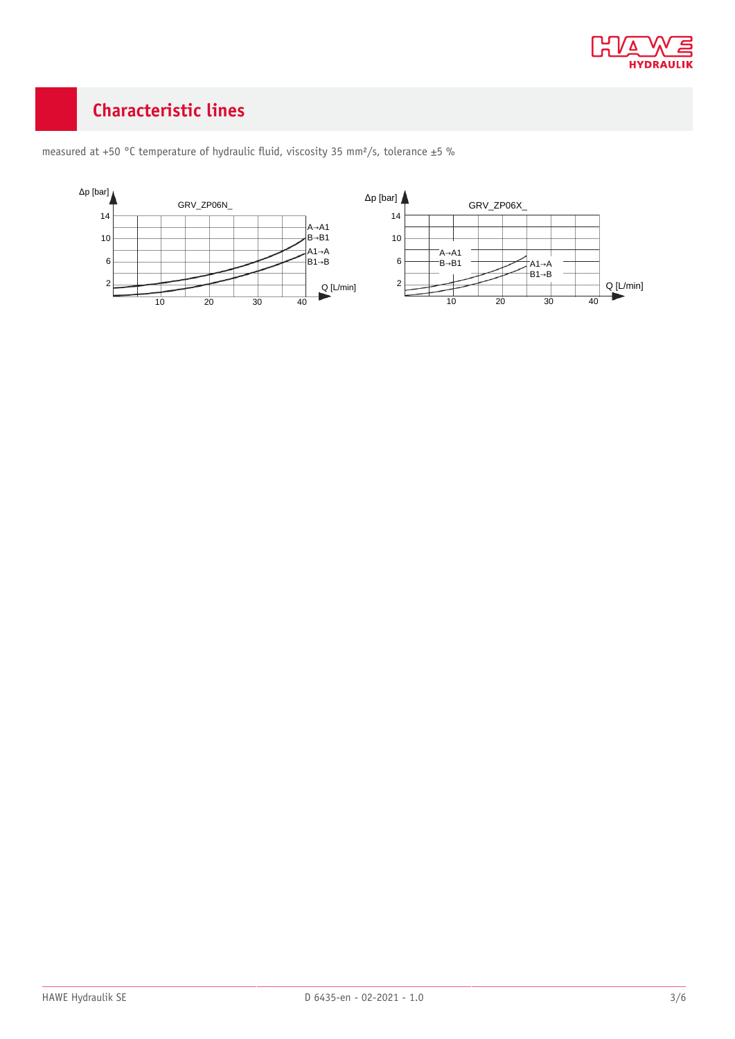## Characteristic lines

measured at +50 °C temperature of hydraulic fluid, viscosity 35 mm²/s, tolerance ±5 %

Δp [bar]

GRV_ZP06N_

A→A1
B→B1
A1→A
B1→B

Q [L/min]

Δp [bar]

GRV_ZP06X_

A→A1
B→B1
A1→A
B1→B

Q [L/min]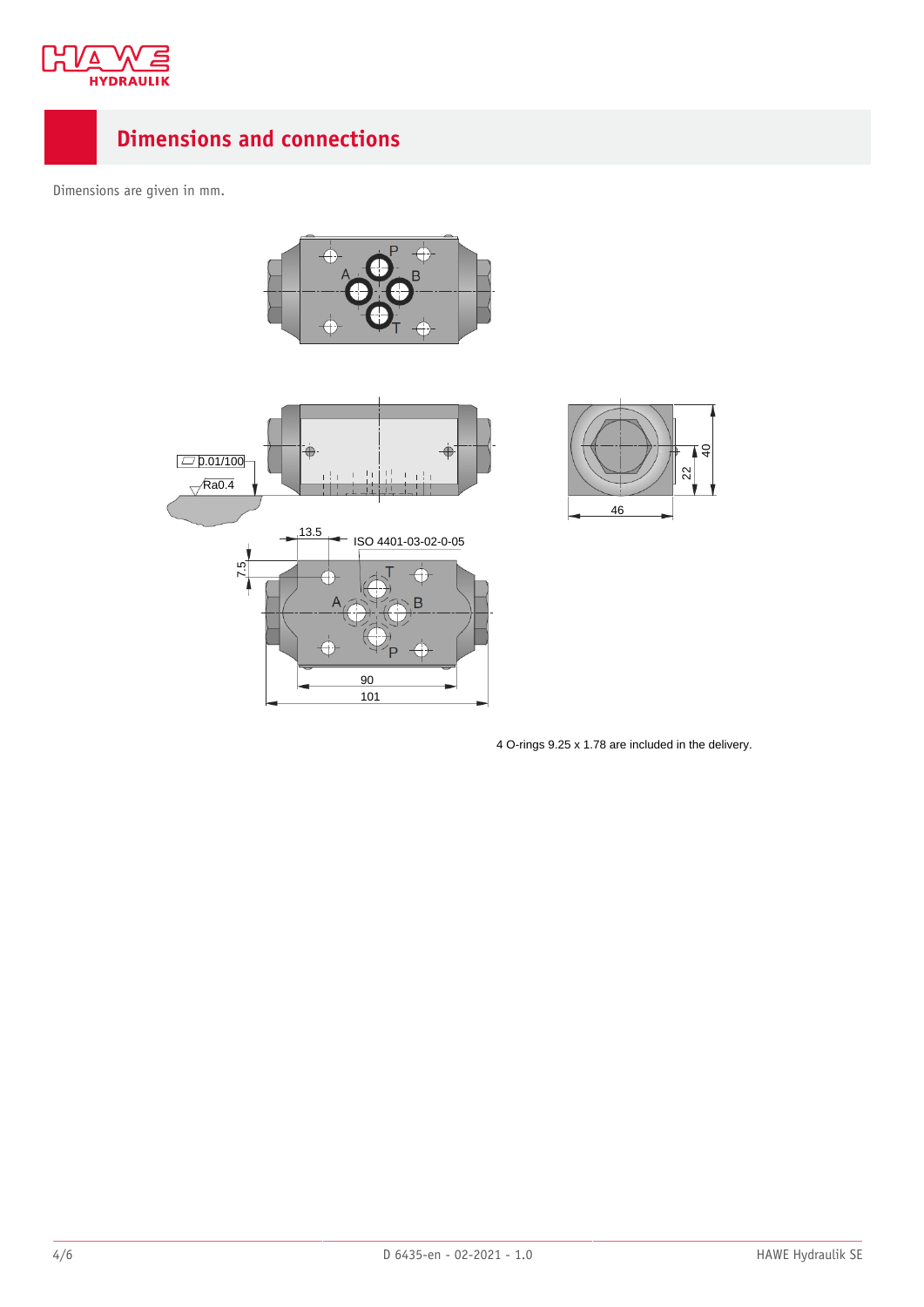# Dimensions and connections

Dimensions are given in mm.

4 O-rings 9.25 x 1.78 are included in the delivery.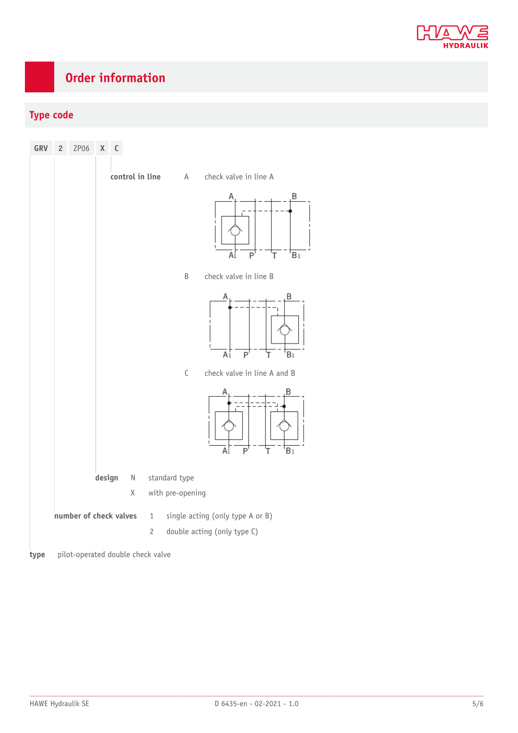# Order information

## Type code

| GRV | 2 | ZP06 | X | C |
|---|---|---|---|---|

**control in line**

A check valve in line A

A B
A1 P T B1

B check valve in line B

A B
A1 P T B1

C check valve in line A and B

A B
A1 P T B1

**design**

N standard type

X with pre-opening

**number of check valves**

1 single acting (only type A or B)

2 double acting (only type C)

**type** pilot-operated double check valve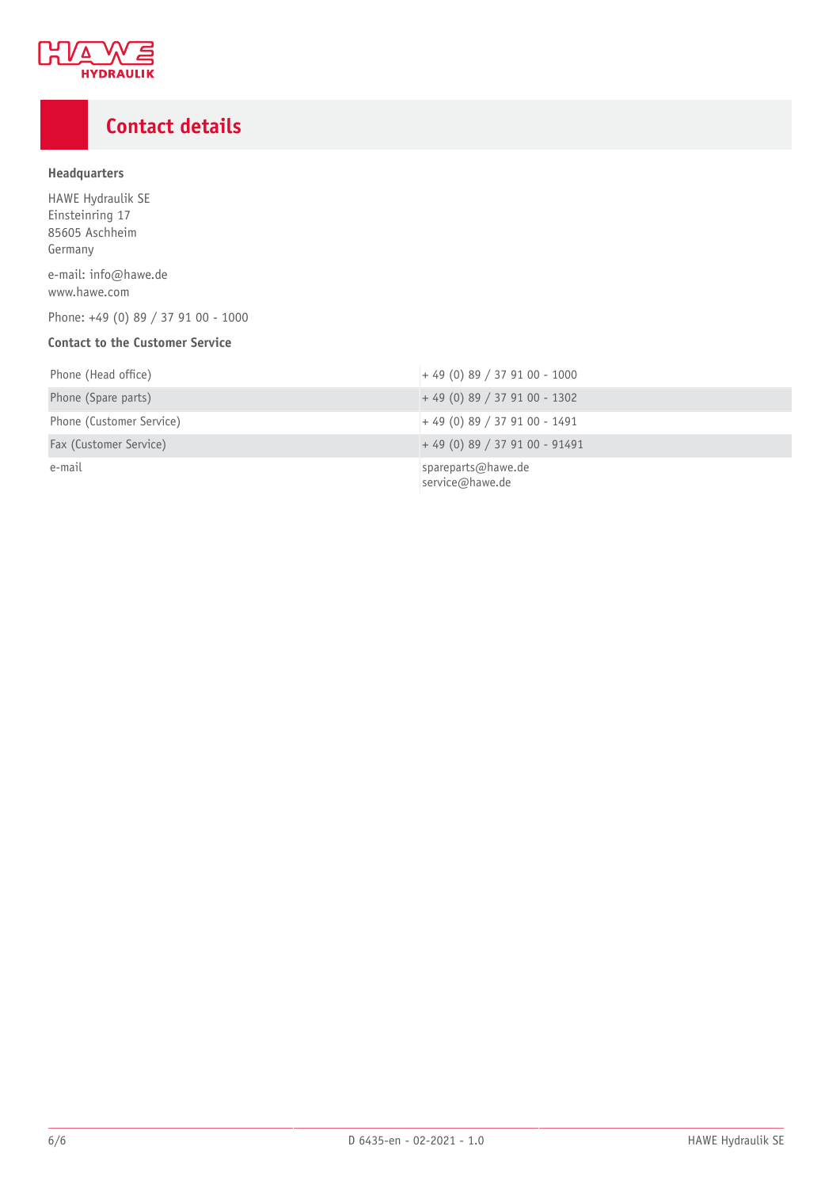## Contact details

**Headquarters**

HAWE Hydraulik SE
Einsteinring 17
85605 Aschheim
Germany

e-mail: info@hawe.de
www.hawe.com

Phone: +49 (0) 89 / 37 91 00 - 1000

**Contact to the Customer Service**

| | |
|---|---|
| Phone (Head office) | + 49 (0) 89 / 37 91 00 - 1000 |
| Phone (Spare parts) | + 49 (0) 89 / 37 91 00 - 1302 |
| Phone (Customer Service) | + 49 (0) 89 / 37 91 00 - 1491 |
| Fax (Customer Service) | + 49 (0) 89 / 37 91 00 - 91491 |
| e-mail | spareparts@hawe.de<br>service@hawe.de |